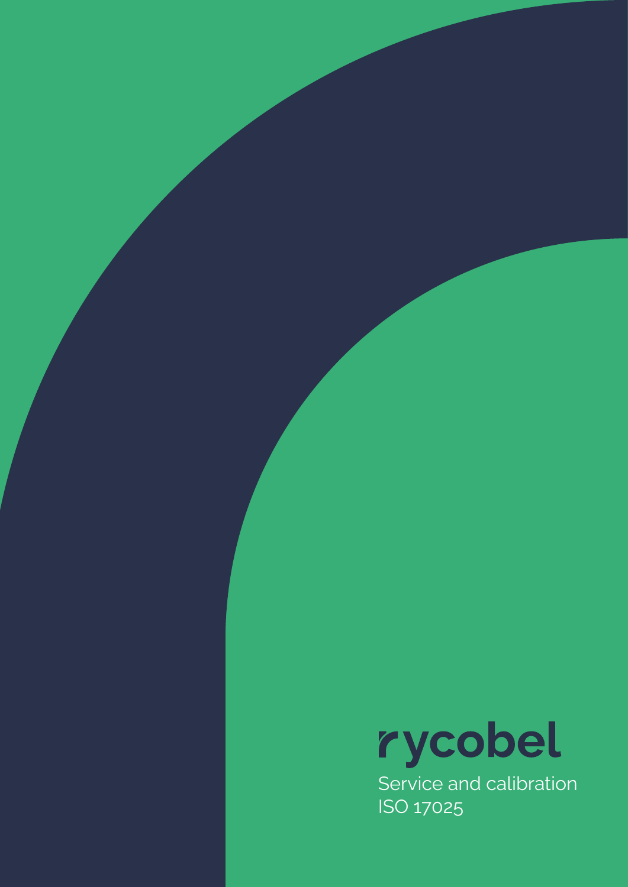# rycobel

Service and calibration
ISO 17025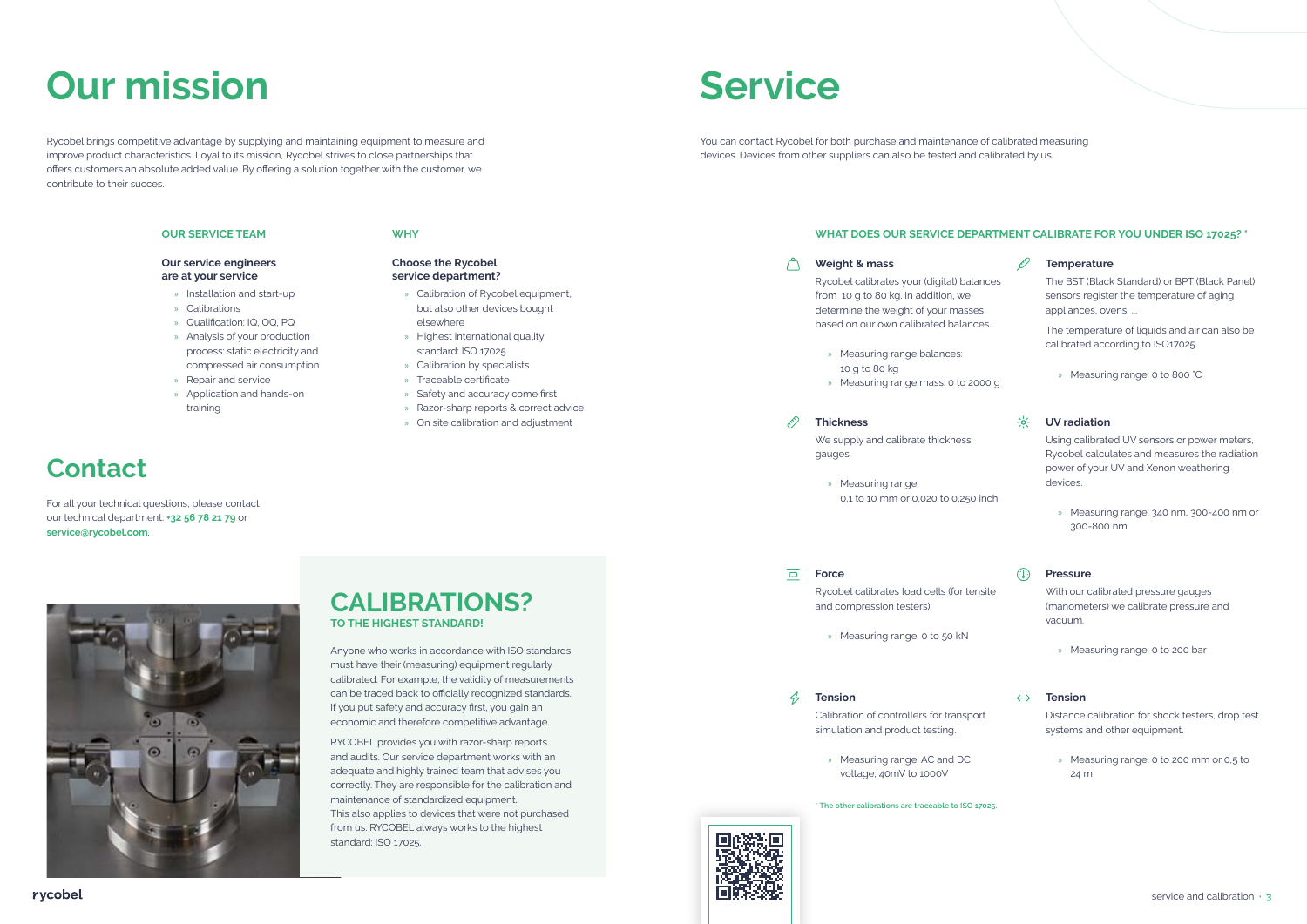# Our mission

Rycobel brings competitive advantage by supplying and maintaining equipment to measure and improve product characteristics. Loyal to its mission, Rycobel strives to close partnerships that offers customers an absolute added value. By offering a solution together with the customer, we contribute to their succes.

### OUR SERVICE TEAM

**Our service engineers are at your service**

- Installation and start-up
- Calibrations
- Qualification: IQ, OQ, PQ
- Analysis of your production process: static electricity and compressed air consumption
- Repair and service
- Application and hands-on training

### WHY

**Choose the Rycobel service department?**

- Calibration of Rycobel equipment, but also other devices bought elsewhere
- Highest international quality standard: ISO 17025
- Calibration by specialists
- Traceable certificate
- Safety and accuracy come first
- Razor-sharp reports & correct advice
- On site calibration and adjustment

# Contact

For all your technical questions, please contact our technical department: **+32 56 78 21 79** or **service@rycobel.com**.

## CALIBRATIONS?

### TO THE HIGHEST STANDARD!

Anyone who works in accordance with ISO standards must have their (measuring) equipment regularly calibrated. For example, the validity of measurements can be traced back to officially recognized standards. If you put safety and accuracy first, you gain an economic and therefore competitive advantage.

RYCOBEL provides you with razor-sharp reports and audits. Our service department works with an adequate and highly trained team that advises you correctly. They are responsible for the calibration and maintenance of standardized equipment.
This also applies to devices that were not purchased from us. RYCOBEL always works to the highest standard: ISO 17025.

# Service

You can contact Rycobel for both purchase and maintenance of calibrated measuring devices. Devices from other suppliers can also be tested and calibrated by us.

### WHAT DOES OUR SERVICE DEPARTMENT CALIBRATE FOR YOU UNDER ISO 17025? *

**Weight & mass**

Rycobel calibrates your (digital) balances from 10 g to 80 kg. In addition, we determine the weight of your masses based on our own calibrated balances.

- Measuring range balances: 10 g to 80 kg
- Measuring range mass: 0 to 2000 g

**Temperature**

The BST (Black Standard) or BPT (Black Panel) sensors register the temperature of aging appliances, ovens, ...

The temperature of liquids and air can also be calibrated according to ISO17025.

- Measuring range: 0 to 800 °C

**Thickness**

We supply and calibrate thickness gauges.

- Measuring range: 0,1 to 10 mm or 0,020 to 0,250 inch

**UV radiation**

Using calibrated UV sensors or power meters, Rycobel calculates and measures the radiation power of your UV and Xenon weathering devices.

- Measuring range: 340 nm, 300-400 nm or 300-800 nm

**Force**

Rycobel calibrates load cells (for tensile and compression testers).

- Measuring range: 0 to 50 kN

**Pressure**

With our calibrated pressure gauges (manometers) we calibrate pressure and vacuum.

- Measuring range: 0 to 200 bar

**Tension**

Calibration of controllers for transport simulation and product testing.

- Measuring range: AC and DC voltage; 40mV to 1000V

**Tension**

Distance calibration for shock testers, drop test systems and other equipment.

- Measuring range: 0 to 200 mm or 0,5 to 24 m

* The other calibrations are traceable to ISO 17025.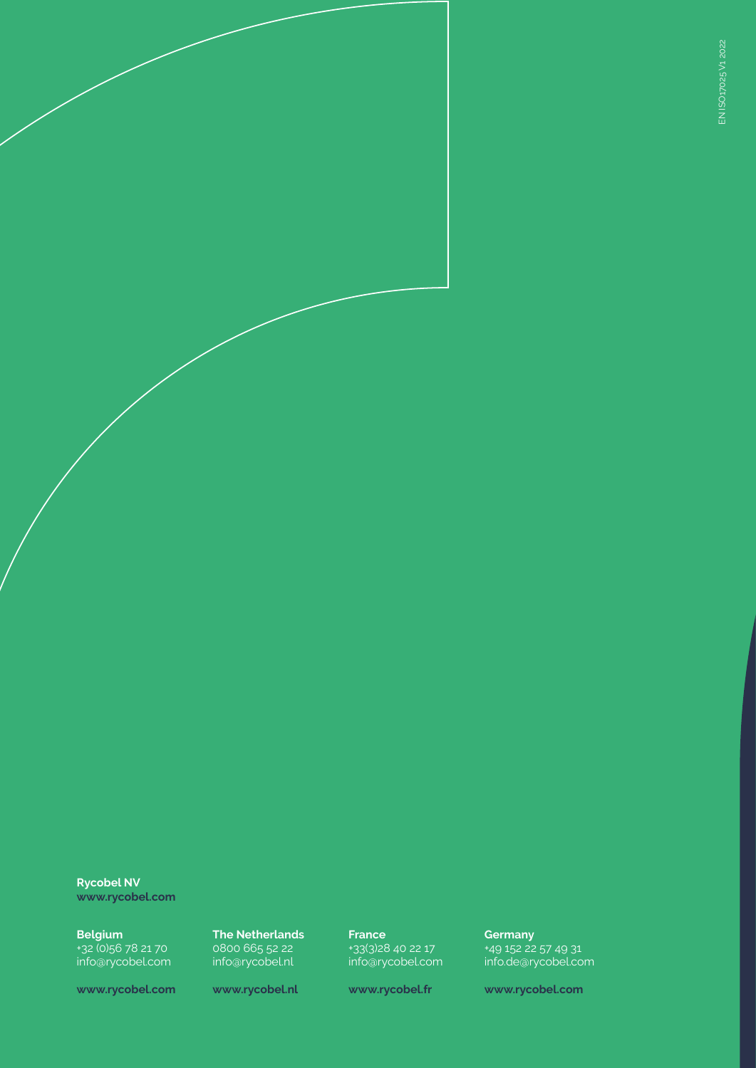**Rycobel NV**
**www.rycobel.com**

**Belgium**
+32 (0)56 78 21 70
info@rycobel.com

**www.rycobel.com**

**The Netherlands**
0800 665 52 22
info@rycobel.nl

**www.rycobel.nl**

**France**
+33(3)28 40 22 17
info@rycobel.com

**www.rycobel.fr**

**Germany**
+49 152 22 57 49 31
info.de@rycobel.com

**www.rycobel.com**

EN ISO17025 V1 2022